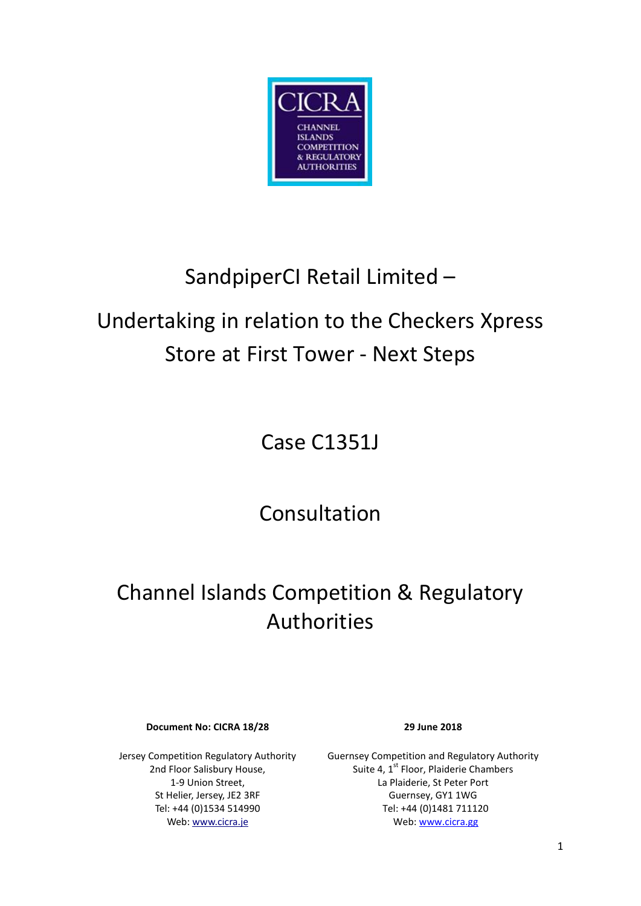CICRA

CHANNEL ISLANDS COMPETITION & REGULATORY AUTHORITIES

# SandpiperCI Retail Limited –

# Undertaking in relation to the Checkers Xpress Store at First Tower - Next Steps

## Case C1351J

## Consultation

## Channel Islands Competition & Regulatory Authorities

**Document No: CICRA 18/28**

**29 June 2018**

Jersey Competition Regulatory Authority
2nd Floor Salisbury House,
1-9 Union Street,
St Helier, Jersey, JE2 3RF
Tel: +44 (0)1534 514990
Web: www.cicra.je

Guernsey Competition and Regulatory Authority
Suite 4, 1st Floor, Plaiderie Chambers
La Plaiderie, St Peter Port
Guernsey, GY1 1WG
Tel: +44 (0)1481 711120
Web: www.cicra.gg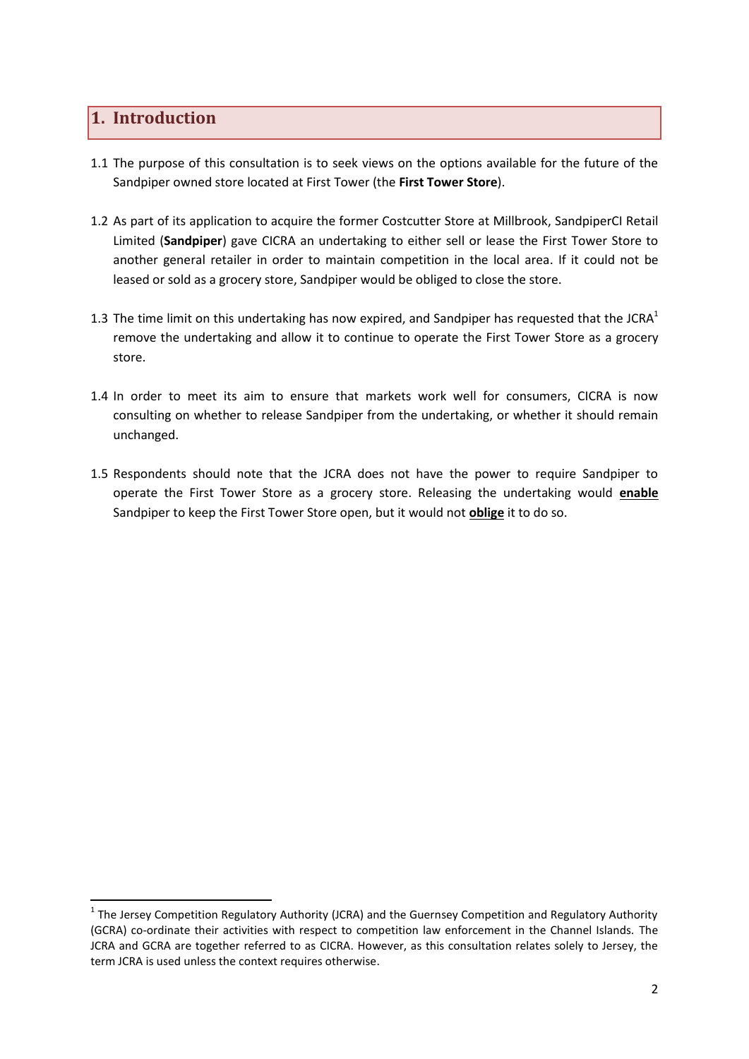# 1. Introduction

1.1 The purpose of this consultation is to seek views on the options available for the future of the Sandpiper owned store located at First Tower (the **First Tower Store**).

1.2 As part of its application to acquire the former Costcutter Store at Millbrook, SandpiperCI Retail Limited (**Sandpiper**) gave CICRA an undertaking to either sell or lease the First Tower Store to another general retailer in order to maintain competition in the local area. If it could not be leased or sold as a grocery store, Sandpiper would be obliged to close the store.

1.3 The time limit on this undertaking has now expired, and Sandpiper has requested that the JCRA[1] remove the undertaking and allow it to continue to operate the First Tower Store as a grocery store.

1.4 In order to meet its aim to ensure that markets work well for consumers, CICRA is now consulting on whether to release Sandpiper from the undertaking, or whether it should remain unchanged.

1.5 Respondents should note that the JCRA does not have the power to require Sandpiper to operate the First Tower Store as a grocery store. Releasing the undertaking would <u>**enable**</u> Sandpiper to keep the First Tower Store open, but it would not <u>**oblige**</u> it to do so.

---

[1] The Jersey Competition Regulatory Authority (JCRA) and the Guernsey Competition and Regulatory Authority (GCRA) co-ordinate their activities with respect to competition law enforcement in the Channel Islands. The JCRA and GCRA are together referred to as CICRA. However, as this consultation relates solely to Jersey, the term JCRA is used unless the context requires otherwise.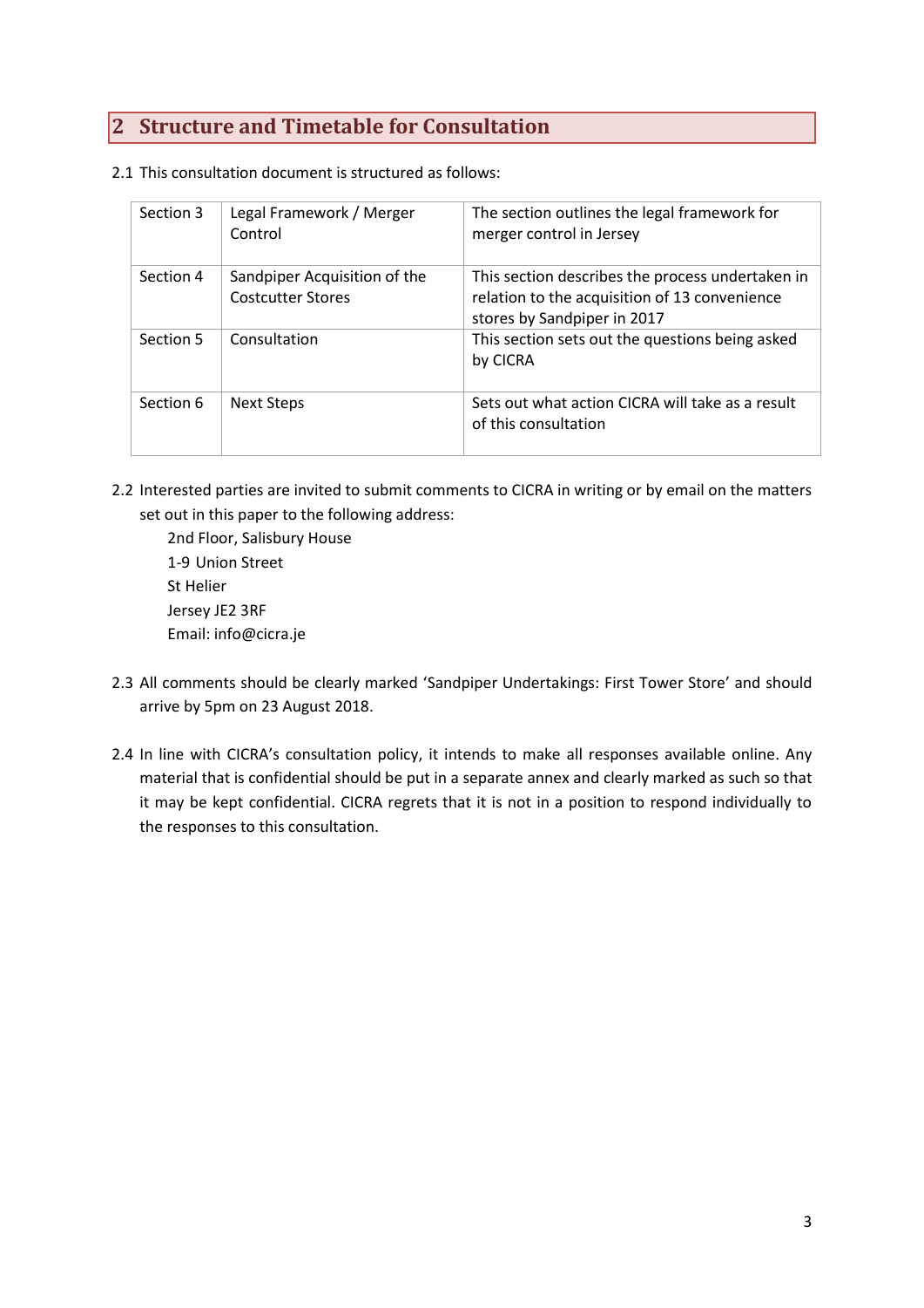## 2 Structure and Timetable for Consultation

2.1 This consultation document is structured as follows:

| | | |
|---|---|---|
| Section 3 | Legal Framework / Merger Control | The section outlines the legal framework for merger control in Jersey |
| Section 4 | Sandpiper Acquisition of the Costcutter Stores | This section describes the process undertaken in relation to the acquisition of 13 convenience stores by Sandpiper in 2017 |
| Section 5 | Consultation | This section sets out the questions being asked by CICRA |
| Section 6 | Next Steps | Sets out what action CICRA will take as a result of this consultation |

2.2 Interested parties are invited to submit comments to CICRA in writing or by email on the matters set out in this paper to the following address:

2nd Floor, Salisbury House
1-9 Union Street
St Helier
Jersey JE2 3RF
Email: info@cicra.je

2.3 All comments should be clearly marked 'Sandpiper Undertakings: First Tower Store' and should arrive by 5pm on 23 August 2018.

2.4 In line with CICRA's consultation policy, it intends to make all responses available online. Any material that is confidential should be put in a separate annex and clearly marked as such so that it may be kept confidential. CICRA regrets that it is not in a position to respond individually to the responses to this consultation.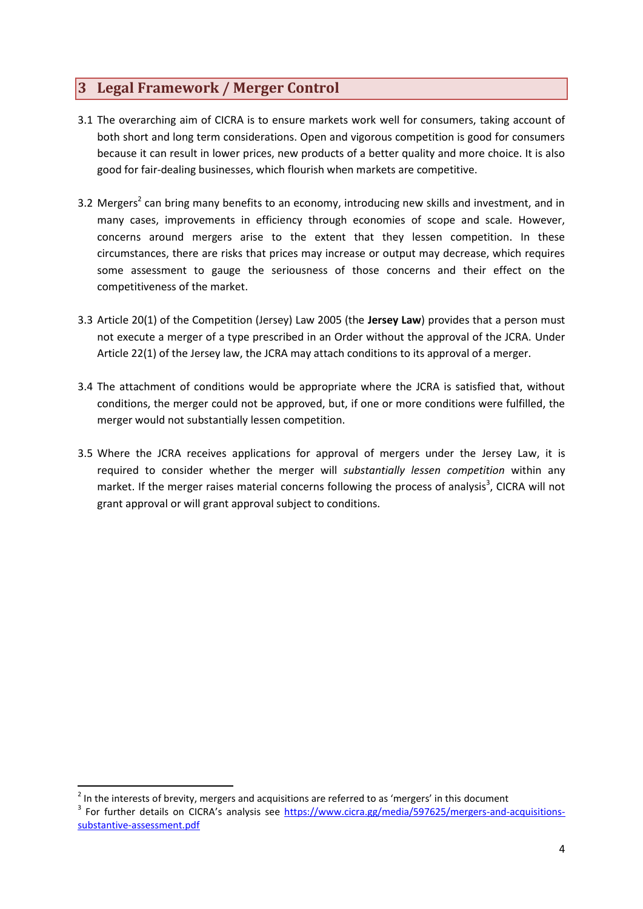## 3 Legal Framework / Merger Control

3.1 The overarching aim of CICRA is to ensure markets work well for consumers, taking account of both short and long term considerations. Open and vigorous competition is good for consumers because it can result in lower prices, new products of a better quality and more choice. It is also good for fair-dealing businesses, which flourish when markets are competitive.

3.2 Mergers[2] can bring many benefits to an economy, introducing new skills and investment, and in many cases, improvements in efficiency through economies of scope and scale. However, concerns around mergers arise to the extent that they lessen competition. In these circumstances, there are risks that prices may increase or output may decrease, which requires some assessment to gauge the seriousness of those concerns and their effect on the competitiveness of the market.

3.3 Article 20(1) of the Competition (Jersey) Law 2005 (the **Jersey Law**) provides that a person must not execute a merger of a type prescribed in an Order without the approval of the JCRA. Under Article 22(1) of the Jersey law, the JCRA may attach conditions to its approval of a merger.

3.4 The attachment of conditions would be appropriate where the JCRA is satisfied that, without conditions, the merger could not be approved, but, if one or more conditions were fulfilled, the merger would not substantially lessen competition.

3.5 Where the JCRA receives applications for approval of mergers under the Jersey Law, it is required to consider whether the merger will *substantially lessen competition* within any market. If the merger raises material concerns following the process of analysis[3], CICRA will not grant approval or will grant approval subject to conditions.

---

[2] In the interests of brevity, mergers and acquisitions are referred to as 'mergers' in this document

[3] For further details on CICRA's analysis see https://www.cicra.gg/media/597625/mergers-and-acquisitions-substantive-assessment.pdf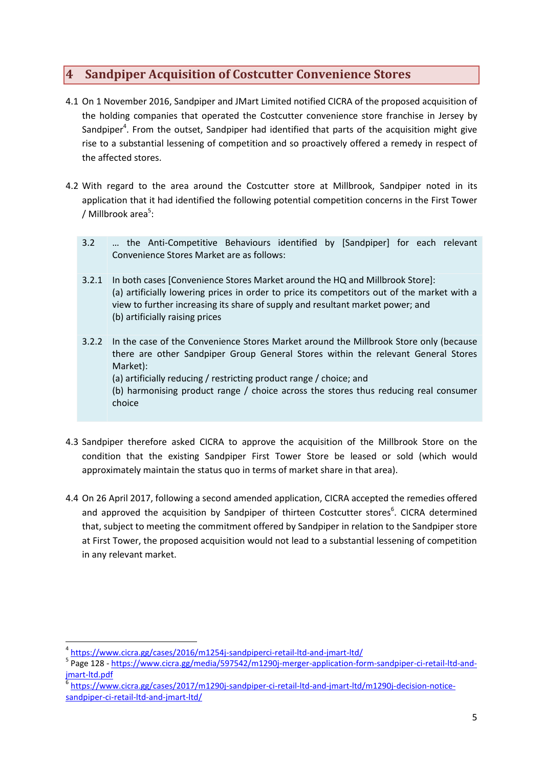## 4 Sandpiper Acquisition of Costcutter Convenience Stores

4.1 On 1 November 2016, Sandpiper and JMart Limited notified CICRA of the proposed acquisition of the holding companies that operated the Costcutter convenience store franchise in Jersey by Sandpiper[4]. From the outset, Sandpiper had identified that parts of the acquisition might give rise to a substantial lessening of competition and so proactively offered a remedy in respect of the affected stores.

4.2 With regard to the area around the Costcutter store at Millbrook, Sandpiper noted in its application that it had identified the following potential competition concerns in the First Tower / Millbrook area[5]:

> 3.2 … the Anti-Competitive Behaviours identified by [Sandpiper] for each relevant Convenience Stores Market are as follows:
>
> 3.2.1 In both cases [Convenience Stores Market around the HQ and Millbrook Store]:
> (a) artificially lowering prices in order to price its competitors out of the market with a view to further increasing its share of supply and resultant market power; and
> (b) artificially raising prices
>
> 3.2.2 In the case of the Convenience Stores Market around the Millbrook Store only (because there are other Sandpiper Group General Stores within the relevant General Stores Market):
> (a) artificially reducing / restricting product range / choice; and
> (b) harmonising product range / choice across the stores thus reducing real consumer choice

4.3 Sandpiper therefore asked CICRA to approve the acquisition of the Millbrook Store on the condition that the existing Sandpiper First Tower Store be leased or sold (which would approximately maintain the status quo in terms of market share in that area).

4.4 On 26 April 2017, following a second amended application, CICRA accepted the remedies offered and approved the acquisition by Sandpiper of thirteen Costcutter stores[6]. CICRA determined that, subject to meeting the commitment offered by Sandpiper in relation to the Sandpiper store at First Tower, the proposed acquisition would not lead to a substantial lessening of competition in any relevant market.

---

[4] https://www.cicra.gg/cases/2016/m1254j-sandpiperci-retail-ltd-and-jmart-ltd/

[5] Page 128 - https://www.cicra.gg/media/597542/m1290j-merger-application-form-sandpiper-ci-retail-ltd-and-jmart-ltd.pdf

[6] https://www.cicra.gg/cases/2017/m1290j-sandpiper-ci-retail-ltd-and-jmart-ltd/m1290j-decision-notice-sandpiper-ci-retail-ltd-and-jmart-ltd/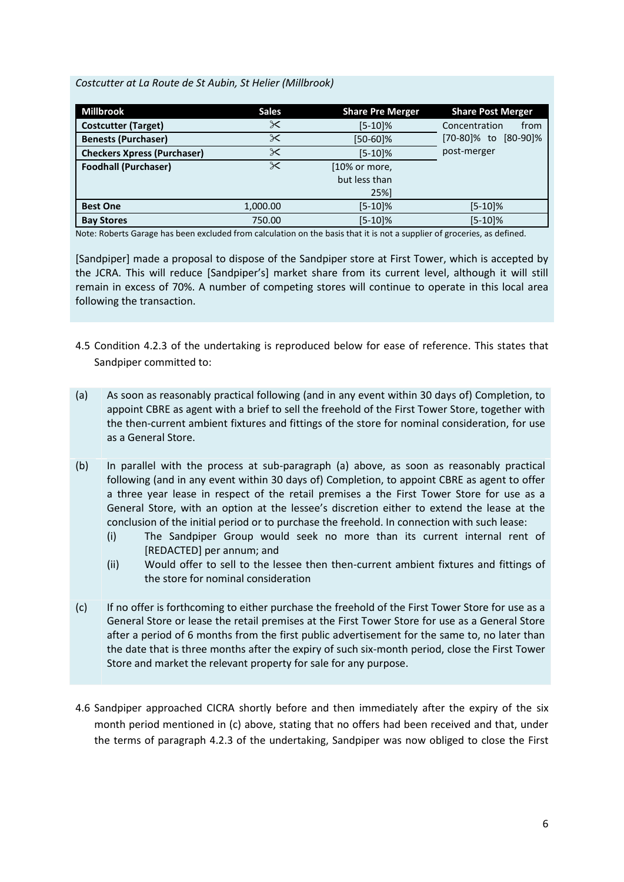*Costcutter at La Route de St Aubin, St Helier (Millbrook)*

| Millbrook | Sales | Share Pre Merger | Share Post Merger |
|---|---|---|---|
| **Costcutter (Target)** | ✂ | [5-10]% | Concentration from [70-80]% to [80-90]% post-merger |
| **Benests (Purchaser)** | ✂ | [50-60]% | |
| **Checkers Xpress (Purchaser)** | ✂ | [5-10]% | |
| **Foodhall (Purchaser)** | ✂ | [10% or more, but less than 25%] | |
| **Best One** | 1,000.00 | [5-10]% | [5-10]% |
| **Bay Stores** | 750.00 | [5-10]% | [5-10]% |

Note: Roberts Garage has been excluded from calculation on the basis that it is not a supplier of groceries, as defined.

[Sandpiper] made a proposal to dispose of the Sandpiper store at First Tower, which is accepted by the JCRA. This will reduce [Sandpiper's] market share from its current level, although it will still remain in excess of 70%. A number of competing stores will continue to operate in this local area following the transaction.

4.5 Condition 4.2.3 of the undertaking is reproduced below for ease of reference. This states that Sandpiper committed to:

(a) As soon as reasonably practical following (and in any event within 30 days of) Completion, to appoint CBRE as agent with a brief to sell the freehold of the First Tower Store, together with the then-current ambient fixtures and fittings of the store for nominal consideration, for use as a General Store.

(b) In parallel with the process at sub-paragraph (a) above, as soon as reasonably practical following (and in any event within 30 days of) Completion, to appoint CBRE as agent to offer a three year lease in respect of the retail premises a the First Tower Store for use as a General Store, with an option at the lessee's discretion either to extend the lease at the conclusion of the initial period or to purchase the freehold. In connection with such lease:
   - (i) The Sandpiper Group would seek no more than its current internal rent of [REDACTED] per annum; and
   - (ii) Would offer to sell to the lessee then then-current ambient fixtures and fittings of the store for nominal consideration

(c) If no offer is forthcoming to either purchase the freehold of the First Tower Store for use as a General Store or lease the retail premises at the First Tower Store for use as a General Store after a period of 6 months from the first public advertisement for the same to, no later than the date that is three months after the expiry of such six-month period, close the First Tower Store and market the relevant property for sale for any purpose.

4.6 Sandpiper approached CICRA shortly before and then immediately after the expiry of the six month period mentioned in (c) above, stating that no offers had been received and that, under the terms of paragraph 4.2.3 of the undertaking, Sandpiper was now obliged to close the First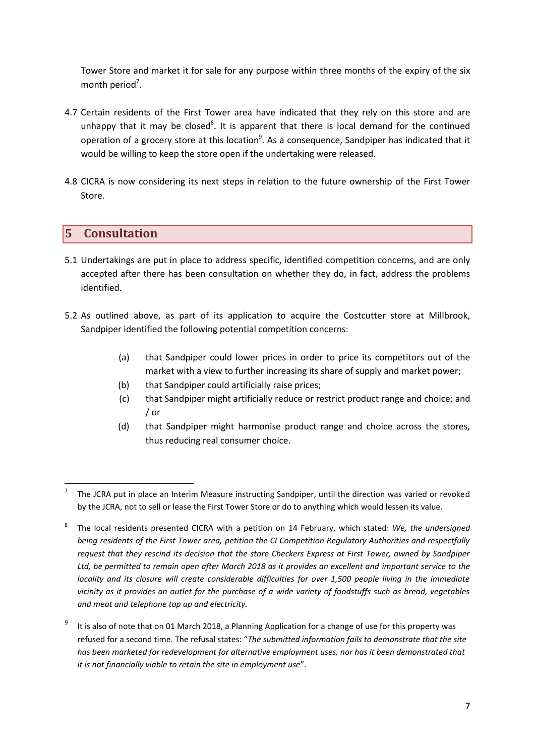Tower Store and market it for sale for any purpose within three months of the expiry of the six month period[7].

4.7 Certain residents of the First Tower area have indicated that they rely on this store and are unhappy that it may be closed[8]. It is apparent that there is local demand for the continued operation of a grocery store at this location[9]. As a consequence, Sandpiper has indicated that it would be willing to keep the store open if the undertaking were released.

4.8 CICRA is now considering its next steps in relation to the future ownership of the First Tower Store.

## 5 Consultation

5.1 Undertakings are put in place to address specific, identified competition concerns, and are only accepted after there has been consultation on whether they do, in fact, address the problems identified.

5.2 As outlined above, as part of its application to acquire the Costcutter store at Millbrook, Sandpiper identified the following potential competition concerns:

> (a) that Sandpiper could lower prices in order to price its competitors out of the market with a view to further increasing its share of supply and market power;
>
> (b) that Sandpiper could artificially raise prices;
>
> (c) that Sandpiper might artificially reduce or restrict product range and choice; and / or
>
> (d) that Sandpiper might harmonise product range and choice across the stores, thus reducing real consumer choice.

---

[7] The JCRA put in place an Interim Measure instructing Sandpiper, until the direction was varied or revoked by the JCRA, not to sell or lease the First Tower Store or do to anything which would lessen its value.

[8] The local residents presented CICRA with a petition on 14 February, which stated: *We, the undersigned being residents of the First Tower area, petition the CI Competition Regulatory Authorities and respectfully request that they rescind its decision that the store Checkers Express at First Tower, owned by Sandpiper Ltd, be permitted to remain open after March 2018 as it provides an excellent and important service to the locality and its closure will create considerable difficulties for over 1,500 people living in the immediate vicinity as it provides an outlet for the purchase of a wide variety of foodstuffs such as bread, vegetables and meat and telephone top up and electricity.*

[9] It is also of note that on 01 March 2018, a Planning Application for a change of use for this property was refused for a second time. The refusal states: "*The submitted information fails to demonstrate that the site has been marketed for redevelopment for alternative employment uses, nor has it been demonstrated that it is not financially viable to retain the site in employment use*".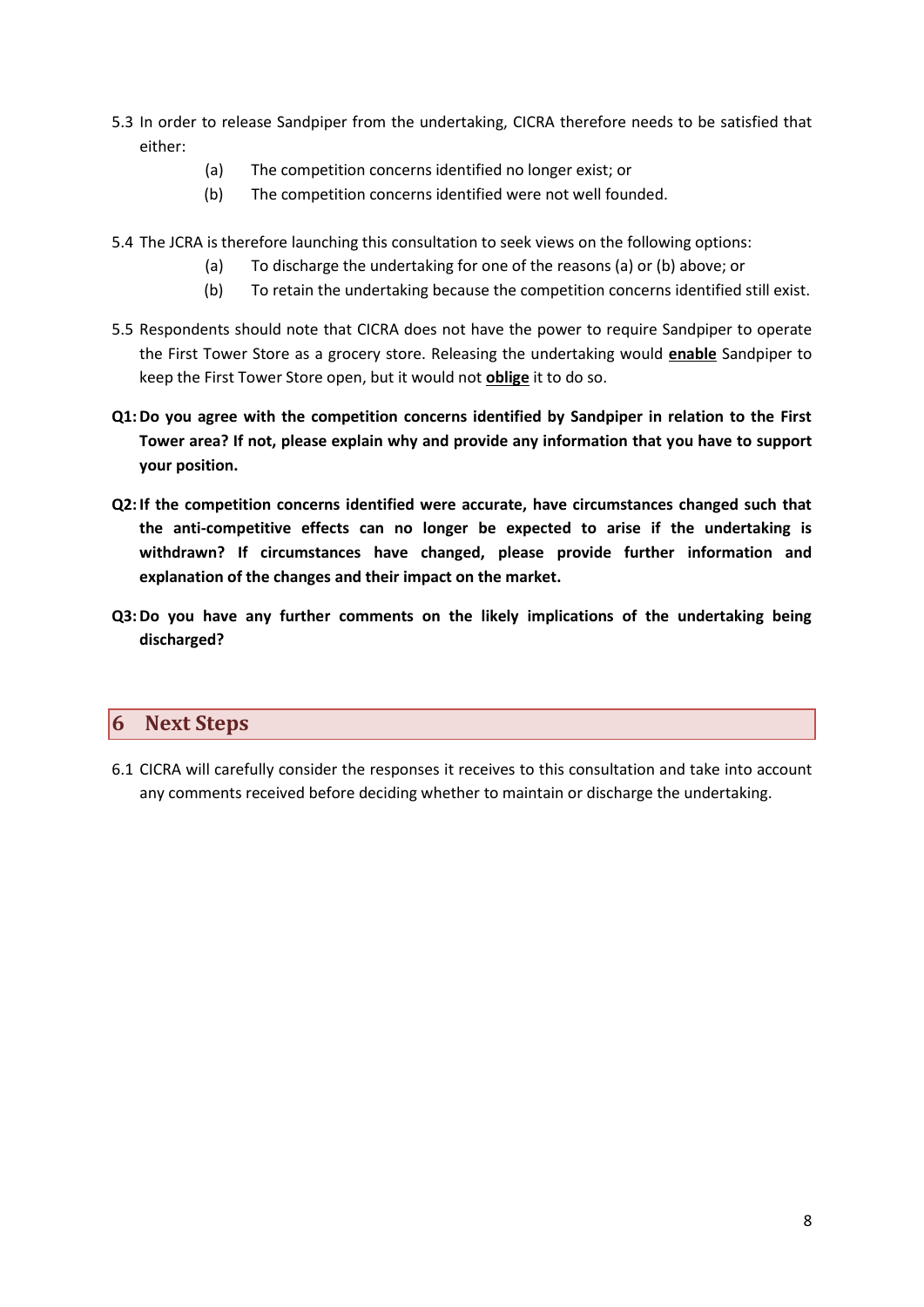5.3 In order to release Sandpiper from the undertaking, CICRA therefore needs to be satisfied that either:

   (a) The competition concerns identified no longer exist; or
   (b) The competition concerns identified were not well founded.

5.4 The JCRA is therefore launching this consultation to seek views on the following options:

   (a) To discharge the undertaking for one of the reasons (a) or (b) above; or
   (b) To retain the undertaking because the competition concerns identified still exist.

5.5 Respondents should note that CICRA does not have the power to require Sandpiper to operate the First Tower Store as a grocery store. Releasing the undertaking would **<u>enable</u>** Sandpiper to keep the First Tower Store open, but it would not **<u>oblige</u>** it to do so.

**Q1: Do you agree with the competition concerns identified by Sandpiper in relation to the First Tower area? If not, please explain why and provide any information that you have to support your position.**

**Q2: If the competition concerns identified were accurate, have circumstances changed such that the anti-competitive effects can no longer be expected to arise if the undertaking is withdrawn? If circumstances have changed, please provide further information and explanation of the changes and their impact on the market.**

**Q3: Do you have any further comments on the likely implications of the undertaking being discharged?**

## 6 Next Steps

6.1 CICRA will carefully consider the responses it receives to this consultation and take into account any comments received before deciding whether to maintain or discharge the undertaking.